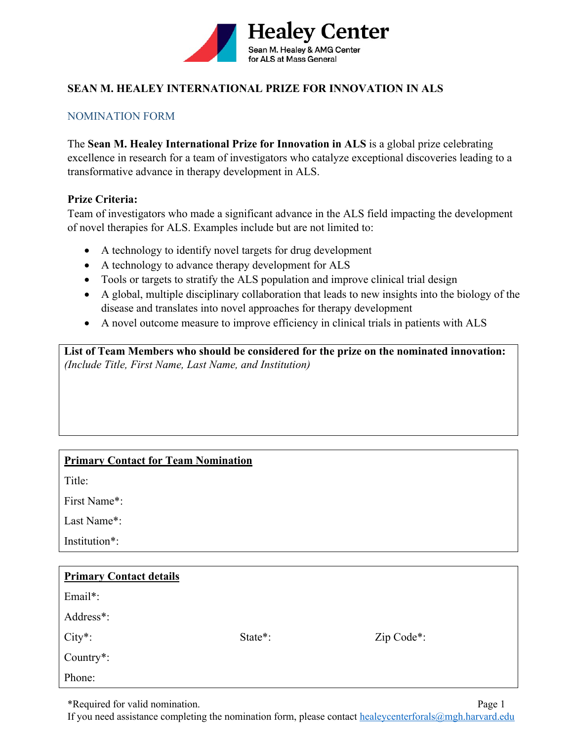Healey Center

Sean M. Healey & AMG Center for ALS at Mass General

# SEAN M. HEALEY INTERNATIONAL PRIZE FOR INNOVATION IN ALS

## NOMINATION FORM

The **Sean M. Healey International Prize for Innovation in ALS** is a global prize celebrating excellence in research for a team of investigators who catalyze exceptional discoveries leading to a transformative advance in therapy development in ALS.

**Prize Criteria:**

Team of investigators who made a significant advance in the ALS field impacting the development of novel therapies for ALS. Examples include but are not limited to:

- A technology to identify novel targets for drug development
- A technology to advance therapy development for ALS
- Tools or targets to stratify the ALS population and improve clinical trial design
- A global, multiple disciplinary collaboration that leads to new insights into the biology of the disease and translates into novel approaches for therapy development
- A novel outcome measure to improve efficiency in clinical trials in patients with ALS

**List of Team Members who should be considered for the prize on the nominated innovation:**
*(Include Title, First Name, Last Name, and Institution)*

**Primary Contact for Team Nomination**

Title:

First Name*:

Last Name*:

Institution*:

**Primary Contact details**

Email*:

Address*:

City*: State*: Zip Code*:

Country*:

Phone:

*Required for valid nomination.

If you need assistance completing the nomination form, please contact healeycenterforals@mgh.harvard.edu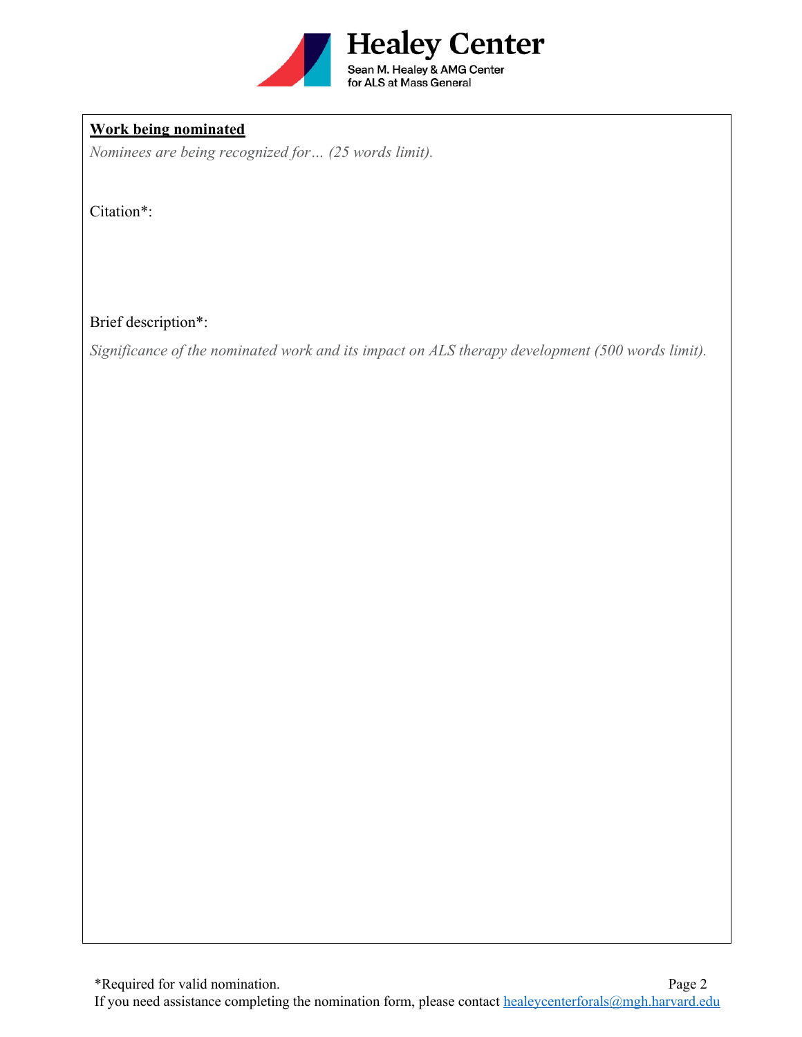# Healey Center

Sean M. Healey & AMG Center for ALS at Mass General

**Work being nominated**

*Nominees are being recognized for… (25 words limit).*

Citation*:

Brief description*:

*Significance of the nominated work and its impact on ALS therapy development (500 words limit).*

*Required for valid nomination.

If you need assistance completing the nomination form, please contact healeycenterforals@mgh.harvard.edu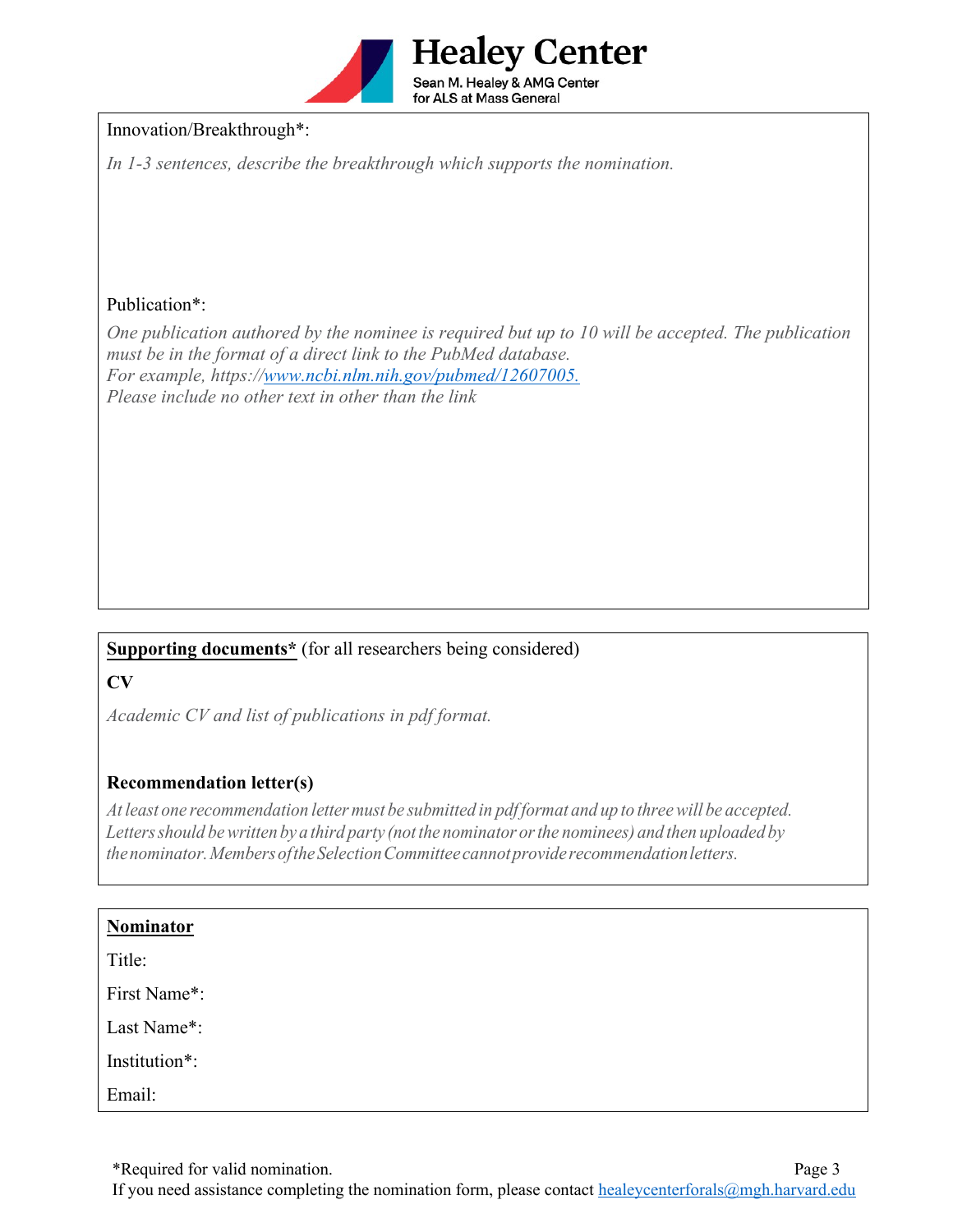Innovation/Breakthrough*:

*In 1-3 sentences, describe the breakthrough which supports the nomination.*

Publication*:

*One publication authored by the nominee is required but up to 10 will be accepted. The publication must be in the format of a direct link to the PubMed database.*
*For example, https://www.ncbi.nlm.nih.gov/pubmed/12607005.*
*Please include no other text in other than the link*

**Supporting documents*** (for all researchers being considered)

**CV**

*Academic CV and list of publications in pdf format.*

**Recommendation letter(s)**

*At least one recommendation letter must be submitted in pdf format and up to three will be accepted. Letters should be written by a third party (not the nominator or the nominees) and then uploaded by the nominator. Members of the Selection Committee cannot provide recommendation letters.*

**Nominator**

Title:

First Name*:

Last Name*:

Institution*:

Email:

*Required for valid nomination.

If you need assistance completing the nomination form, please contact healeycenterforals@mgh.harvard.edu